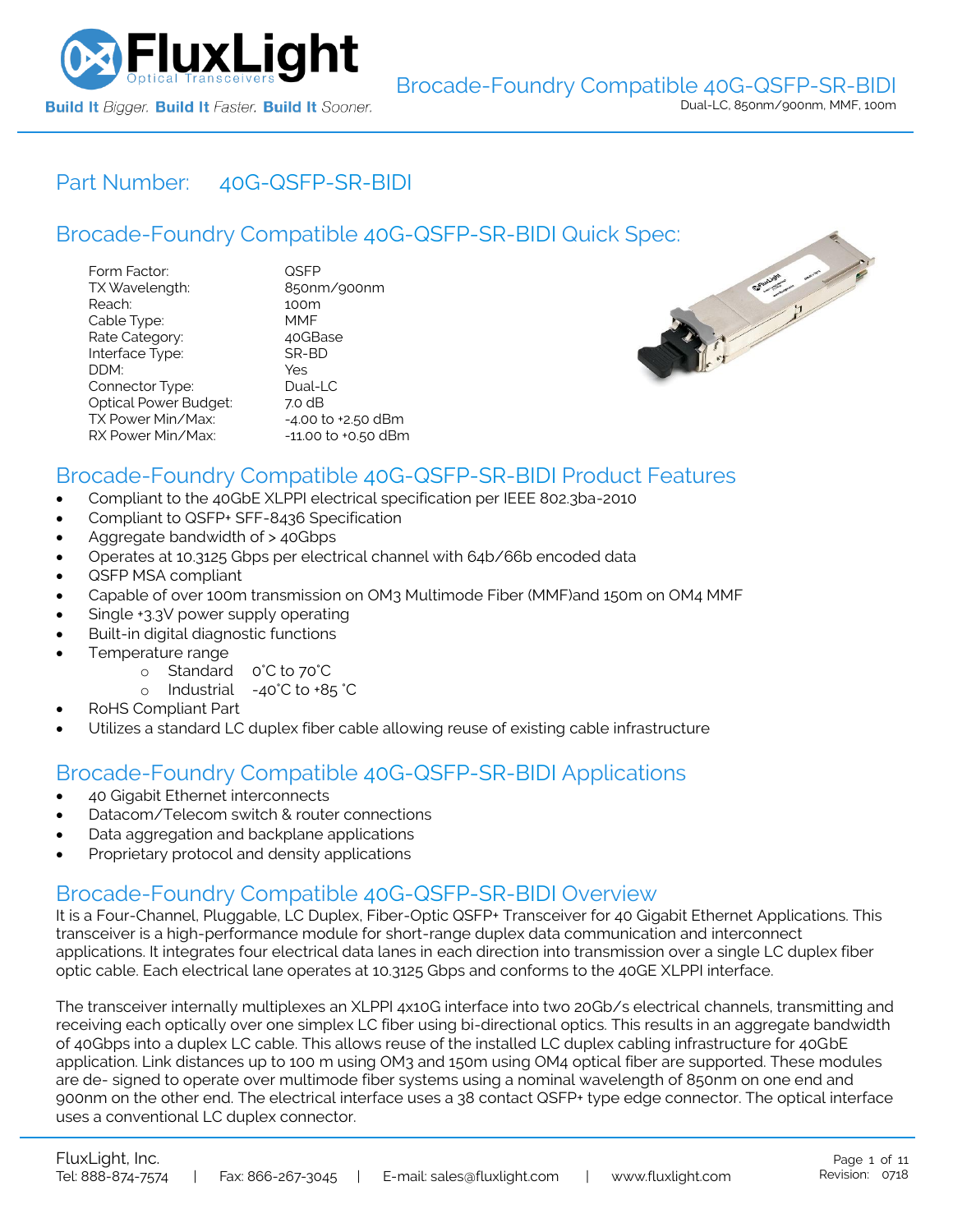# Brocade-Foundry Compatible 40G-QSFP-SR-BIDI

Dual-LC, 850nm/900nm, MMF, 100m

## Part Number: 40G-QSFP-SR-BIDI

## Brocade-Foundry Compatible 40G-QSFP-SR-BIDI Quick Spec:

| | |
|---|---|
| Form Factor: | QSFP |
| TX Wavelength: | 850nm/900nm |
| Reach: | 100m |
| Cable Type: | MMF |
| Rate Category: | 40GBase |
| Interface Type: | SR-BD |
| DDM: | Yes |
| Connector Type: | Dual-LC |
| Optical Power Budget: | 7.0 dB |
| TX Power Min/Max: | -4.00 to +2.50 dBm |
| RX Power Min/Max: | -11.00 to +0.50 dBm |

## Brocade-Foundry Compatible 40G-QSFP-SR-BIDI Product Features

- Compliant to the 40GbE XLPPI electrical specification per IEEE 802.3ba-2010
- Compliant to QSFP+ SFF-8436 Specification
- Aggregate bandwidth of > 40Gbps
- Operates at 10.3125 Gbps per electrical channel with 64b/66b encoded data
- QSFP MSA compliant
- Capable of over 100m transmission on OM3 Multimode Fiber (MMF)and 150m on OM4 MMF
- Single +3.3V power supply operating
- Built-in digital diagnostic functions
- Temperature range
  - Standard 0°C to 70°C
  - Industrial -40°C to +85 °C
- RoHS Compliant Part
- Utilizes a standard LC duplex fiber cable allowing reuse of existing cable infrastructure

## Brocade-Foundry Compatible 40G-QSFP-SR-BIDI Applications

- 40 Gigabit Ethernet interconnects
- Datacom/Telecom switch & router connections
- Data aggregation and backplane applications
- Proprietary protocol and density applications

## Brocade-Foundry Compatible 40G-QSFP-SR-BIDI Overview

It is a Four-Channel, Pluggable, LC Duplex, Fiber-Optic QSFP+ Transceiver for 40 Gigabit Ethernet Applications. This transceiver is a high-performance module for short-range duplex data communication and interconnect applications. It integrates four electrical data lanes in each direction into transmission over a single LC duplex fiber optic cable. Each electrical lane operates at 10.3125 Gbps and conforms to the 40GE XLPPI interface.

The transceiver internally multiplexes an XLPPI 4x10G interface into two 20Gb/s electrical channels, transmitting and receiving each optically over one simplex LC fiber using bi-directional optics. This results in an aggregate bandwidth of 40Gbps into a duplex LC cable. This allows reuse of the installed LC duplex cabling infrastructure for 40GbE application. Link distances up to 100 m using OM3 and 150m using OM4 optical fiber are supported. These modules are de- signed to operate over multimode fiber systems using a nominal wavelength of 850nm on one end and 900nm on the other end. The electrical interface uses a 38 contact QSFP+ type edge connector. The optical interface uses a conventional LC duplex connector.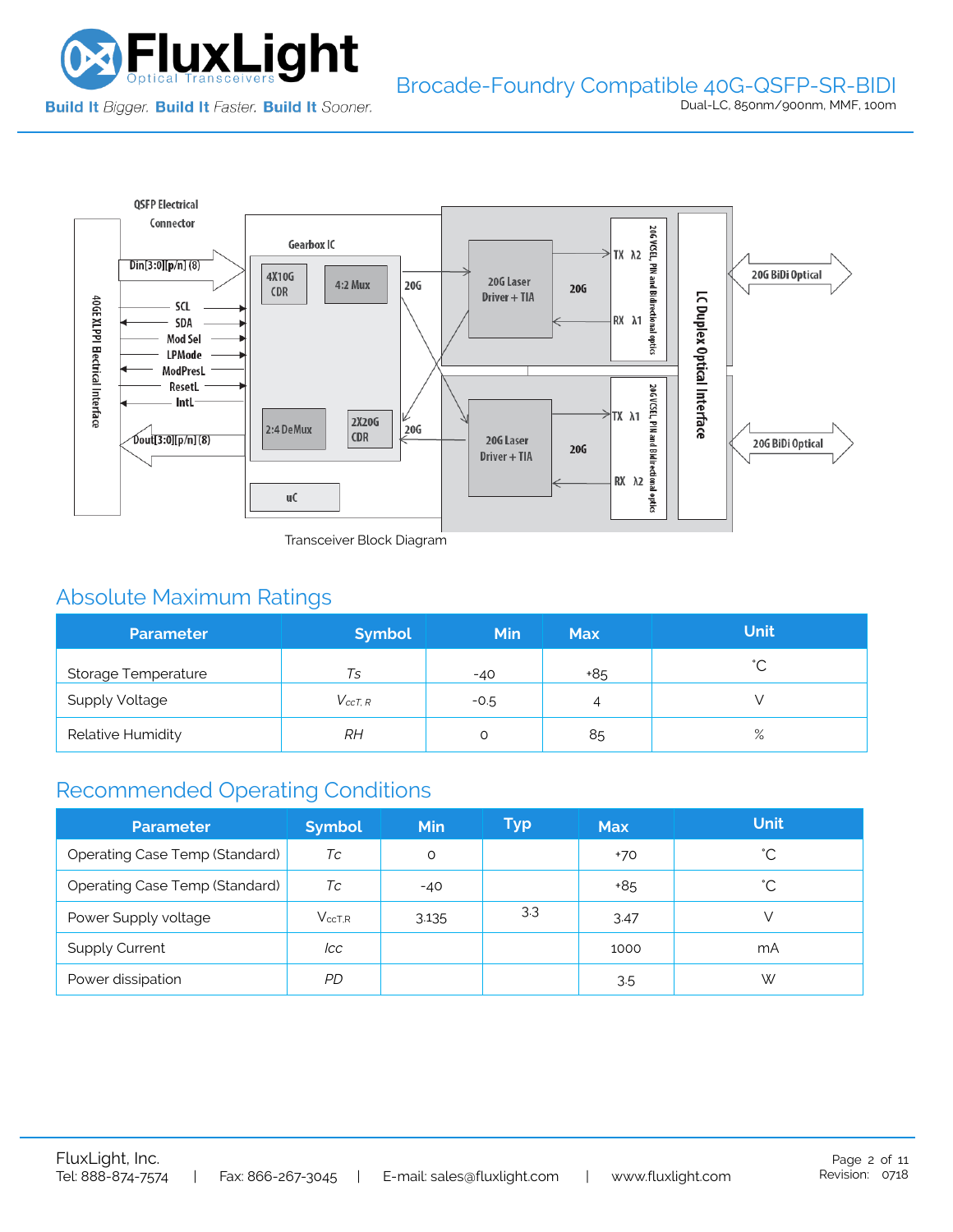Transceiver Block Diagram

## Absolute Maximum Ratings

| Parameter | Symbol | Min | Max | Unit |
|---|---|---|---|---|
| Storage Temperature | *Ts* | -40 | +85 | ˚C |
| Supply Voltage | $V_{ccT,\ R}$ | -0.5 | 4 | V |
| Relative Humidity | *RH* | 0 | 85 | % |

## Recommended Operating Conditions

| Parameter | Symbol | Min | Typ | Max | Unit |
|---|---|---|---|---|---|
| Operating Case Temp (Standard) | *Tc* | 0 | | +70 | ˚C |
| Operating Case Temp (Standard) | *Tc* | -40 | | +85 | ˚C |
| Power Supply voltage | $V_{ccT,R}$ | 3.135 | 3.3 | 3.47 | V |
| Supply Current | *Icc* | | | 1000 | mA |
| Power dissipation | *PD* | | | 3.5 | W |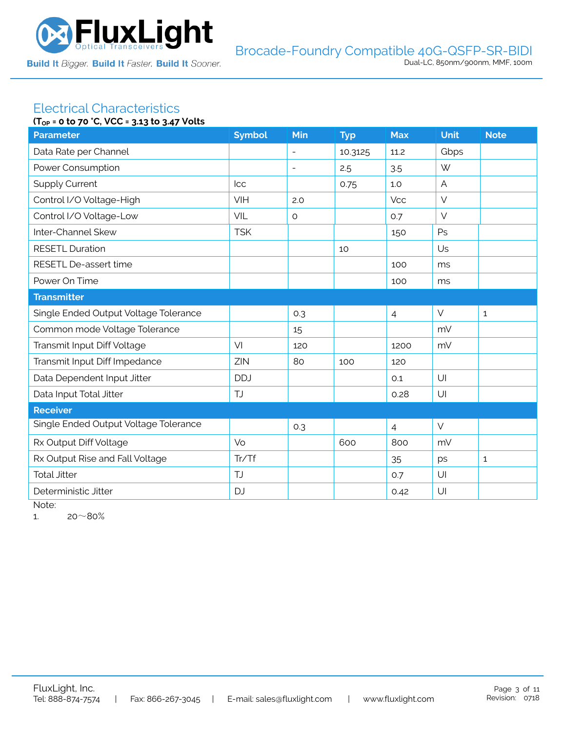## Electrical Characteristics

**($T_{OP}$ = 0 to 70 °C, VCC = 3.13 to 3.47 Volts**

| Parameter | Symbol | Min | Typ | Max | Unit | Note |
|---|---|---|---|---|---|---|
| Data Rate per Channel | | - | 10.3125 | 11.2 | Gbps | |
| Power Consumption | | - | 2.5 | 3.5 | W | |
| Supply Current | Icc | | 0.75 | 1.0 | A | |
| Control I/O Voltage-High | VIH | 2.0 | | Vcc | V | |
| Control I/O Voltage-Low | VIL | 0 | | 0.7 | V | |
| Inter-Channel Skew | TSK | | | 150 | Ps | |
| RESETL Duration | | | 10 | | Us | |
| RESETL De-assert time | | | | 100 | ms | |
| Power On Time | | | | 100 | ms | |
| **Transmitter** | | | | | | |
| Single Ended Output Voltage Tolerance | | 0.3 | | 4 | V | 1 |
| Common mode Voltage Tolerance | | 15 | | | mV | |
| Transmit Input Diff Voltage | VI | 120 | | 1200 | mV | |
| Transmit Input Diff Impedance | ZIN | 80 | 100 | 120 | | |
| Data Dependent Input Jitter | DDJ | | | 0.1 | UI | |
| Data Input Total Jitter | TJ | | | 0.28 | UI | |
| **Receiver** | | | | | | |
| Single Ended Output Voltage Tolerance | | 0.3 | | 4 | V | |
| Rx Output Diff Voltage | Vo | | 600 | 800 | mV | |
| Rx Output Rise and Fall Voltage | Tr/Tf | | | 35 | ps | 1 |
| Total Jitter | TJ | | | 0.7 | UI | |
| Deterministic Jitter | DJ | | | 0.42 | UI | |

Note:

1. 20～80%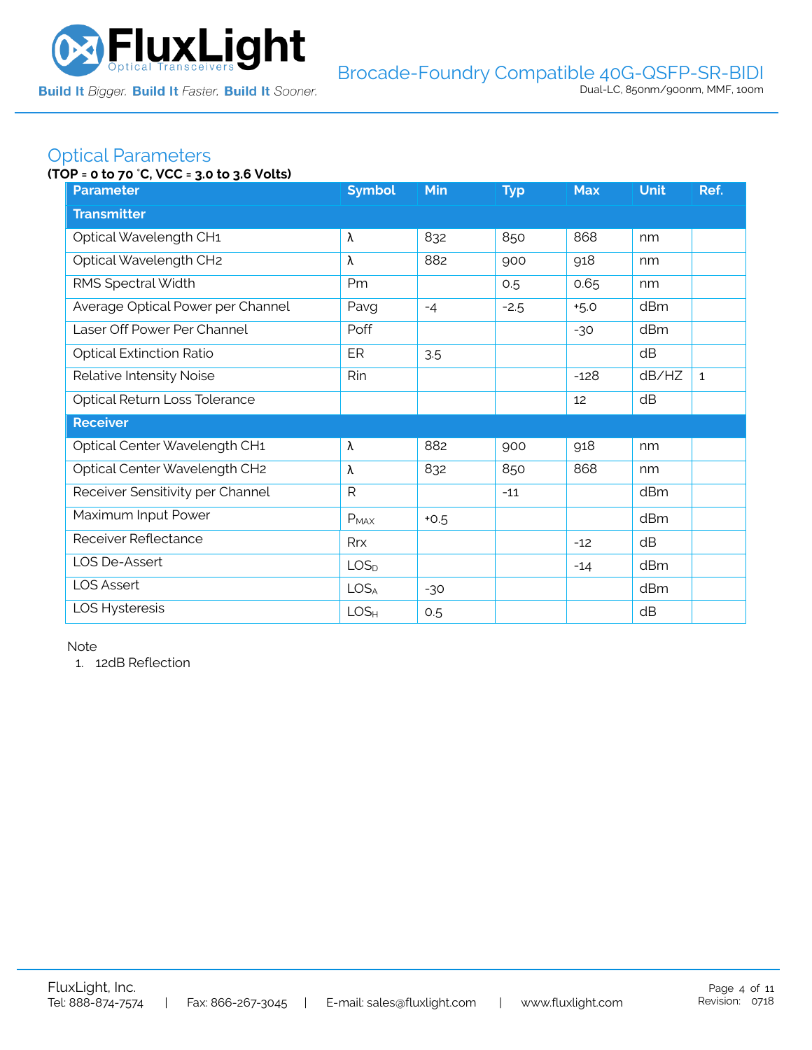## Optical Parameters

**(TOP = 0 to 70 °C, VCC = 3.0 to 3.6 Volts)**

| Parameter | Symbol | Min | Typ | Max | Unit | Ref. |
|---|---|---|---|---|---|---|
| **Transmitter** | | | | | | |
| Optical Wavelength CH1 | λ | 832 | 850 | 868 | nm | |
| Optical Wavelength CH2 | λ | 882 | 900 | 918 | nm | |
| RMS Spectral Width | Pm | | 0.5 | 0.65 | nm | |
| Average Optical Power per Channel | Pavg | -4 | -2.5 | +5.0 | dBm | |
| Laser Off Power Per Channel | Poff | | | -30 | dBm | |
| Optical Extinction Ratio | ER | 3.5 | | | dB | |
| Relative Intensity Noise | Rin | | | -128 | dB/HZ | 1 |
| Optical Return Loss Tolerance | | | | 12 | dB | |
| **Receiver** | | | | | | |
| Optical Center Wavelength CH1 | λ | 882 | 900 | 918 | nm | |
| Optical Center Wavelength CH2 | λ | 832 | 850 | 868 | nm | |
| Receiver Sensitivity per Channel | R | | -11 | | dBm | |
| Maximum Input Power | $P_{MAX}$ | +0.5 | | | dBm | |
| Receiver Reflectance | Rrx | | | -12 | dB | |
| LOS De-Assert | $LOS_D$ | | | -14 | dBm | |
| LOS Assert | $LOS_A$ | -30 | | | dBm | |
| LOS Hysteresis | $LOS_H$ | 0.5 | | | dB | |

Note

1. 12dB Reflection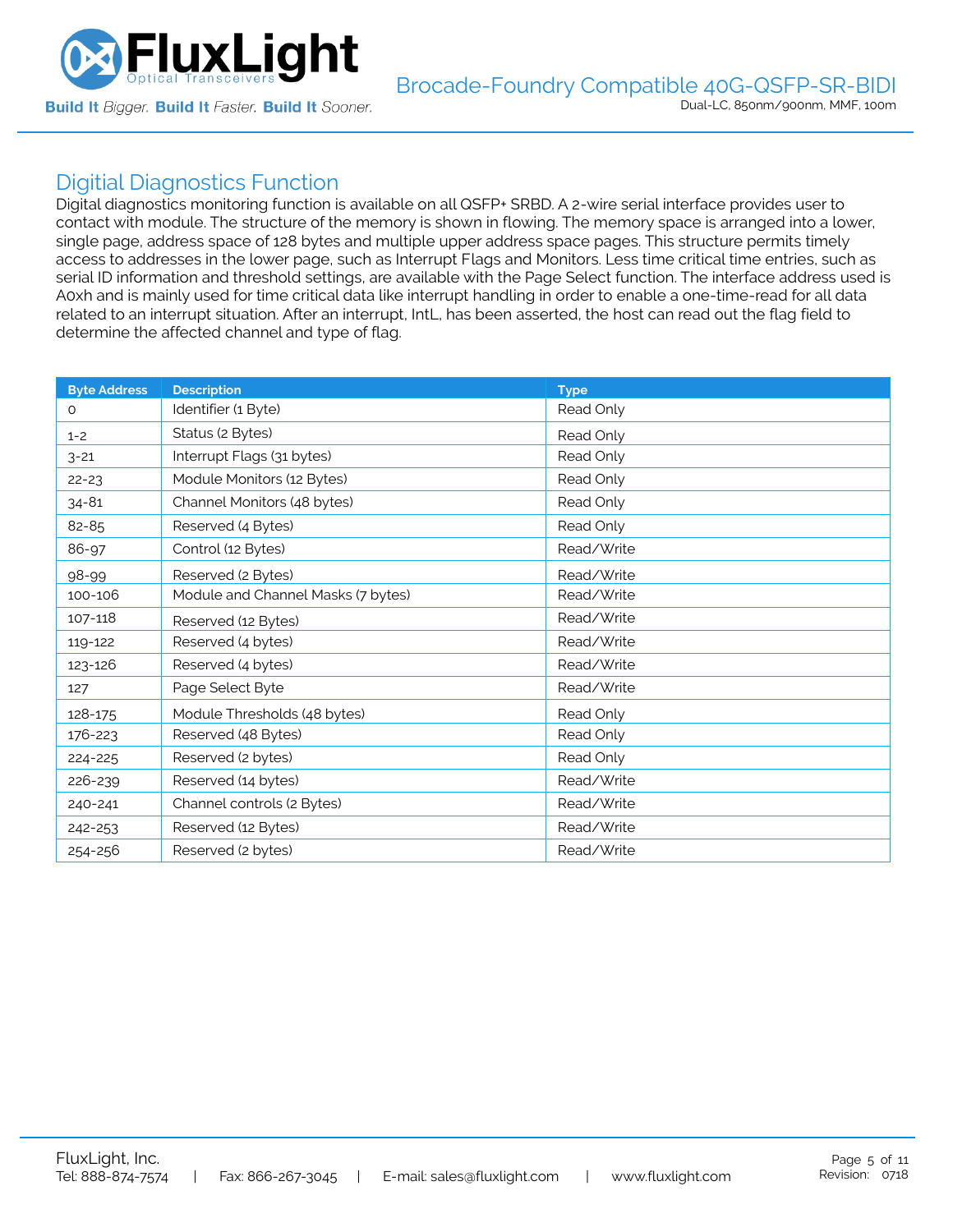## Digitial Diagnostics Function

Digital diagnostics monitoring function is available on all QSFP+ SRBD. A 2-wire serial interface provides user to contact with module. The structure of the memory is shown in flowing. The memory space is arranged into a lower, single page, address space of 128 bytes and multiple upper address space pages. This structure permits timely access to addresses in the lower page, such as Interrupt Flags and Monitors. Less time critical time entries, such as serial ID information and threshold settings, are available with the Page Select function. The interface address used is A0xh and is mainly used for time critical data like interrupt handling in order to enable a one-time-read for all data related to an interrupt situation. After an interrupt, IntL, has been asserted, the host can read out the flag field to determine the affected channel and type of flag.

| Byte Address | Description | Type |
|---|---|---|
| 0 | Identifier (1 Byte) | Read Only |
| 1-2 | Status (2 Bytes) | Read Only |
| 3-21 | Interrupt Flags (31 bytes) | Read Only |
| 22-23 | Module Monitors (12 Bytes) | Read Only |
| 34-81 | Channel Monitors (48 bytes) | Read Only |
| 82-85 | Reserved (4 Bytes) | Read Only |
| 86-97 | Control (12 Bytes) | Read/Write |
| 98-99 | Reserved (2 Bytes) | Read/Write |
| 100-106 | Module and Channel Masks (7 bytes) | Read/Write |
| 107-118 | Reserved (12 Bytes) | Read/Write |
| 119-122 | Reserved (4 bytes) | Read/Write |
| 123-126 | Reserved (4 bytes) | Read/Write |
| 127 | Page Select Byte | Read/Write |
| 128-175 | Module Thresholds (48 bytes) | Read Only |
| 176-223 | Reserved (48 Bytes) | Read Only |
| 224-225 | Reserved (2 bytes) | Read Only |
| 226-239 | Reserved (14 bytes) | Read/Write |
| 240-241 | Channel controls (2 Bytes) | Read/Write |
| 242-253 | Reserved (12 Bytes) | Read/Write |
| 254-256 | Reserved (2 bytes) | Read/Write |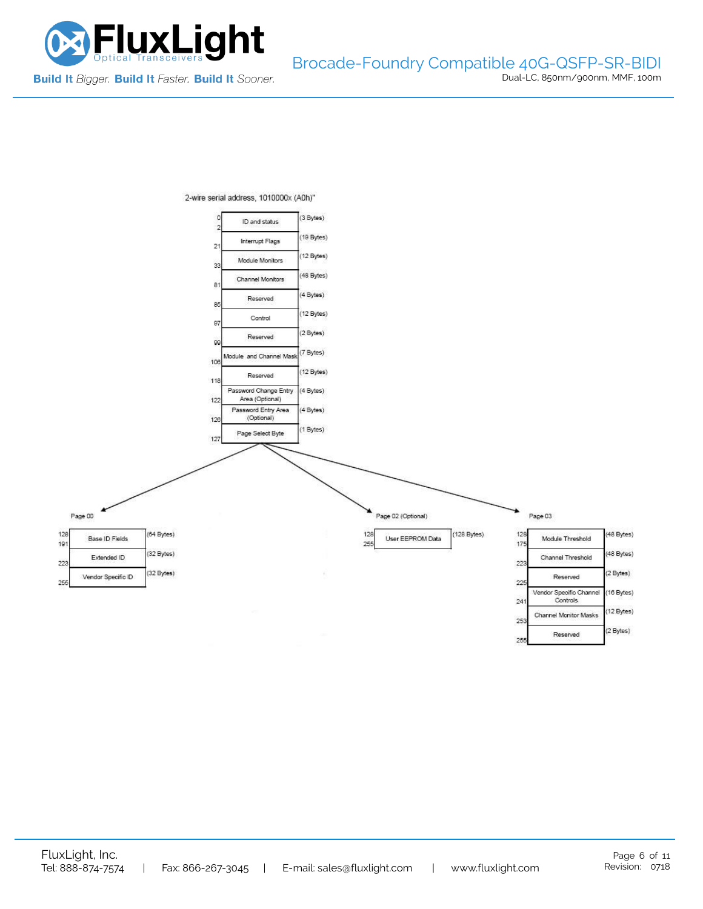2-wire serial address, 1010000x (A0h)"

| Address | Field | Size |
|---|---|---|
| 0–2 | ID and status | (3 Bytes) |
| 21 | Interrupt Flags | (19 Bytes) |
| 33 | Module Monitors | (12 Bytes) |
| 81 | Channel Monitors | (48 Bytes) |
| 85 | Reserved | (4 Bytes) |
| 97 | Control | (12 Bytes) |
| 99 | Reserved | (2 Bytes) |
| 106 | Module and Channel Mask | (7 Bytes) |
| 118 | Reserved | (12 Bytes) |
| 122 | Password Change Entry Area (Optional) | (4 Bytes) |
| 126 | Password Entry Area (Optional) | (4 Bytes) |
| 127 | Page Select Byte | (1 Bytes) |

Page 00

| Address | Field | Size |
|---|---|---|
| 128–191 | Base ID Fields | (64 Bytes) |
| 223 | Extended ID | (32 Bytes) |
| 255 | Vendor Specific ID | (32 Bytes) |

Page 02 (Optional)

| Address | Field | Size |
|---|---|---|
| 128–255 | User EEPROM Data | (128 Bytes) |

Page 03

| Address | Field | Size |
|---|---|---|
| 128–175 | Module Threshold | (48 Bytes) |
| 223 | Channel Threshold | (48 Bytes) |
| 225 | Reserved | (2 Bytes) |
| 241 | Vendor Specific Channel Controls | (16 Bytes) |
| 253 | Channel Monitor Masks | (12 Bytes) |
| 255 | Reserved | (2 Bytes) |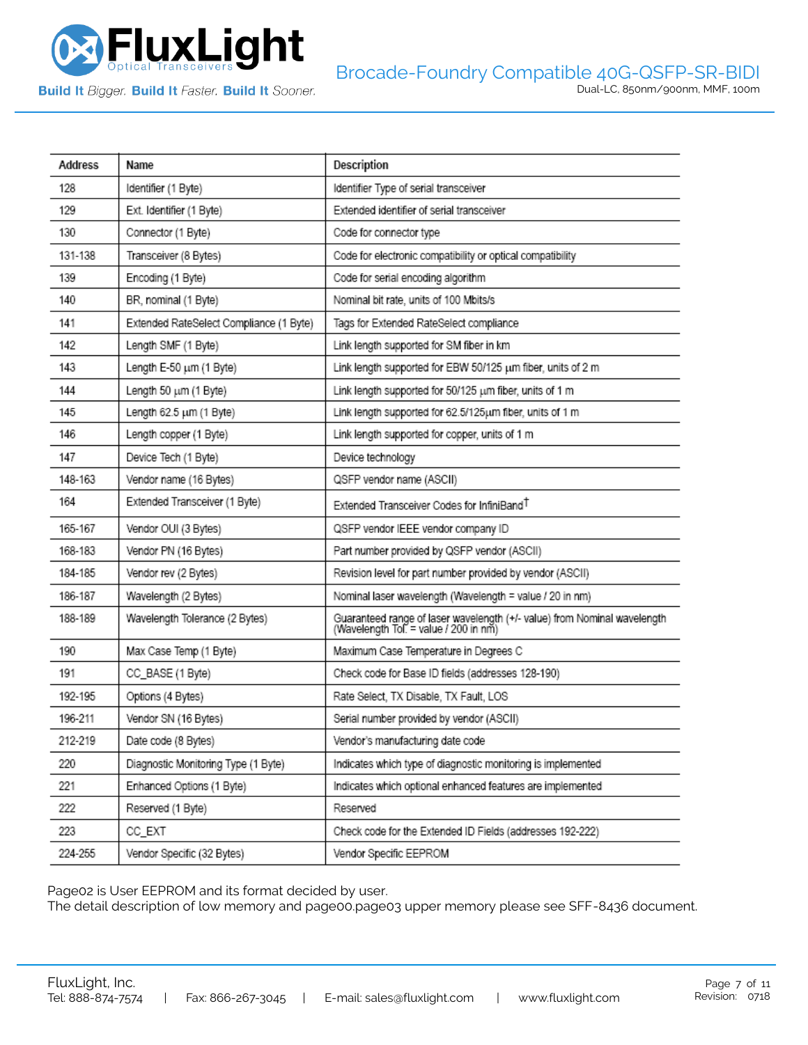| Address | Name | Description |
|---|---|---|
| 128 | Identifier (1 Byte) | Identifier Type of serial transceiver |
| 129 | Ext. Identifier (1 Byte) | Extended identifier of serial transceiver |
| 130 | Connector (1 Byte) | Code for connector type |
| 131-138 | Transceiver (8 Bytes) | Code for electronic compatibility or optical compatibility |
| 139 | Encoding (1 Byte) | Code for serial encoding algorithm |
| 140 | BR, nominal (1 Byte) | Nominal bit rate, units of 100 Mbits/s |
| 141 | Extended RateSelect Compliance (1 Byte) | Tags for Extended RateSelect compliance |
| 142 | Length SMF (1 Byte) | Link length supported for SM fiber in km |
| 143 | Length E-50 µm (1 Byte) | Link length supported for EBW 50/125 µm fiber, units of 2 m |
| 144 | Length 50 µm (1 Byte) | Link length supported for 50/125 µm fiber, units of 1 m |
| 145 | Length 62.5 µm (1 Byte) | Link length supported for 62.5/125µm fiber, units of 1 m |
| 146 | Length copper (1 Byte) | Link length supported for copper, units of 1 m |
| 147 | Device Tech (1 Byte) | Device technology |
| 148-163 | Vendor name (16 Bytes) | QSFP vendor name (ASCII) |
| 164 | Extended Transceiver (1 Byte) | Extended Transceiver Codes for InfiniBand† |
| 165-167 | Vendor OUI (3 Bytes) | QSFP vendor IEEE vendor company ID |
| 168-183 | Vendor PN (16 Bytes) | Part number provided by QSFP vendor (ASCII) |
| 184-185 | Vendor rev (2 Bytes) | Revision level for part number provided by vendor (ASCII) |
| 186-187 | Wavelength (2 Bytes) | Nominal laser wavelength (Wavelength = value / 20 in nm) |
| 188-189 | Wavelength Tolerance (2 Bytes) | Guaranteed range of laser wavelength (+/- value) from Nominal wavelength (Wavelength Tol. = value / 200 in nm) |
| 190 | Max Case Temp (1 Byte) | Maximum Case Temperature in Degrees C |
| 191 | CC_BASE (1 Byte) | Check code for Base ID fields (addresses 128-190) |
| 192-195 | Options (4 Bytes) | Rate Select, TX Disable, TX Fault, LOS |
| 196-211 | Vendor SN (16 Bytes) | Serial number provided by vendor (ASCII) |
| 212-219 | Date code (8 Bytes) | Vendor's manufacturing date code |
| 220 | Diagnostic Monitoring Type (1 Byte) | Indicates which type of diagnostic monitoring is implemented |
| 221 | Enhanced Options (1 Byte) | Indicates which optional enhanced features are implemented |
| 222 | Reserved (1 Byte) | Reserved |
| 223 | CC_EXT | Check code for the Extended ID Fields (addresses 192-222) |
| 224-255 | Vendor Specific (32 Bytes) | Vendor Specific EEPROM |

Page02 is User EEPROM and its format decided by user.
The detail description of low memory and page00.page03 upper memory please see SFF-8436 document.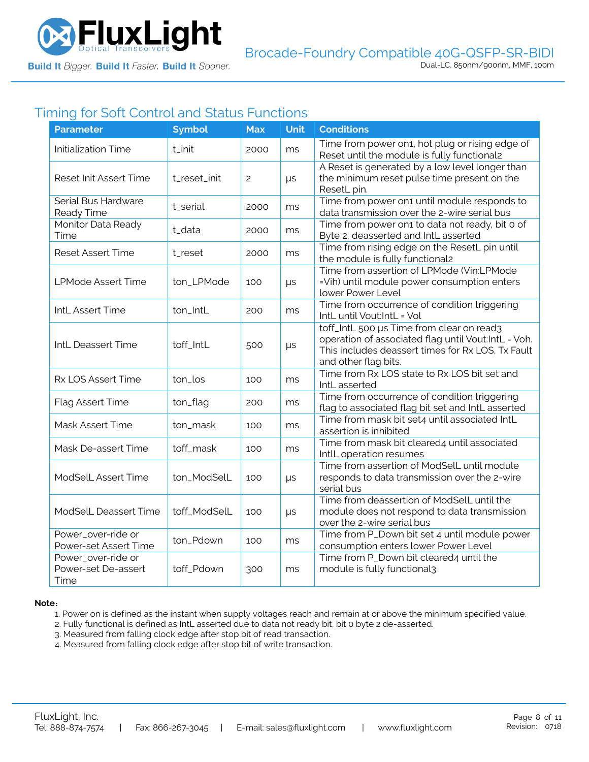## Timing for Soft Control and Status Functions

| Parameter | Symbol | Max | Unit | Conditions |
|---|---|---|---|---|
| Initialization Time | t_init | 2000 | ms | Time from power on1, hot plug or rising edge of Reset until the module is fully functional2 |
| Reset Init Assert Time | t_reset_init | 2 | μs | A Reset is generated by a low level longer than the minimum reset pulse time present on the ResetL pin. |
| Serial Bus Hardware Ready Time | t_serial | 2000 | ms | Time from power on1 until module responds to data transmission over the 2-wire serial bus |
| Monitor Data Ready Time | t_data | 2000 | ms | Time from power on1 to data not ready, bit 0 of Byte 2, deasserted and IntL asserted |
| Reset Assert Time | t_reset | 2000 | ms | Time from rising edge on the ResetL pin until the module is fully functional2 |
| LPMode Assert Time | ton_LPMode | 100 | μs | Time from assertion of LPMode (Vin:LPMode =Vih) until module power consumption enters lower Power Level |
| IntL Assert Time | ton_IntL | 200 | ms | Time from occurrence of condition triggering IntL until Vout:IntL = Vol |
| IntL Deassert Time | toff_IntL | 500 | μs | toff_IntL 500 μs Time from clear on read3 operation of associated flag until Vout:IntL = Voh. This includes deassert times for Rx LOS, Tx Fault and other flag bits. |
| Rx LOS Assert Time | ton_los | 100 | ms | Time from Rx LOS state to Rx LOS bit set and IntL asserted |
| Flag Assert Time | ton_flag | 200 | ms | Time from occurrence of condition triggering flag to associated flag bit set and IntL asserted |
| Mask Assert Time | ton_mask | 100 | ms | Time from mask bit set4 until associated IntL assertion is inhibited |
| Mask De-assert Time | toff_mask | 100 | ms | Time from mask bit cleared4 until associated IntlL operation resumes |
| ModSelL Assert Time | ton_ModSelL | 100 | μs | Time from assertion of ModSelL until module responds to data transmission over the 2-wire serial bus |
| ModSelL Deassert Time | toff_ModSelL | 100 | μs | Time from deassertion of ModSelL until the module does not respond to data transmission over the 2-wire serial bus |
| Power_over-ride or Power-set Assert Time | ton_Pdown | 100 | ms | Time from P_Down bit set 4 until module power consumption enters lower Power Level |
| Power_over-ride or Power-set De-assert Time | toff_Pdown | 300 | ms | Time from P_Down bit cleared4 until the module is fully functional3 |

**Note**:

1. Power on is defined as the instant when supply voltages reach and remain at or above the minimum specified value.
2. Fully functional is defined as IntL asserted due to data not ready bit, bit 0 byte 2 de-asserted.
3. Measured from falling clock edge after stop bit of read transaction.
4. Measured from falling clock edge after stop bit of write transaction.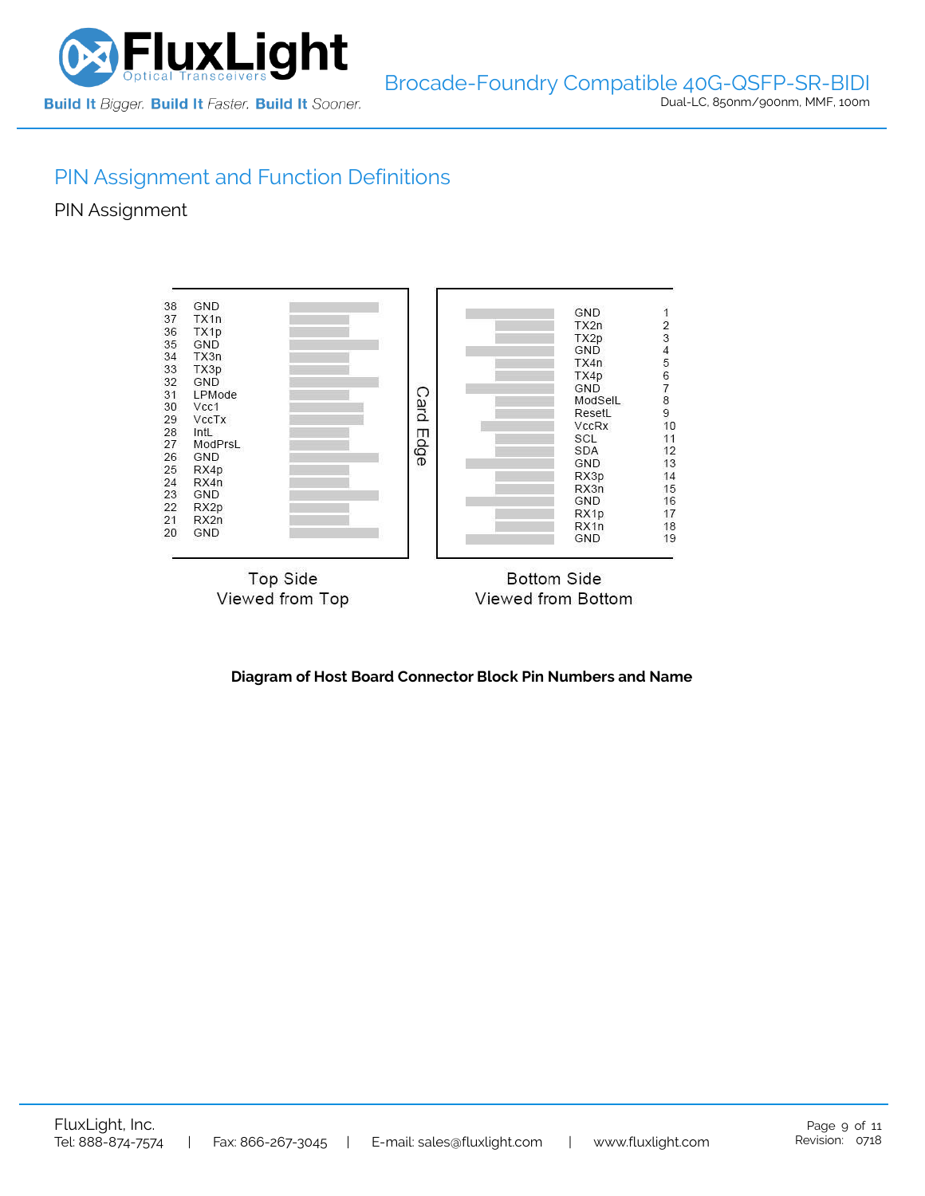## PIN Assignment and Function Definitions

### PIN Assignment

| Pin | Top Side (Viewed from Top) | | Pin | Bottom Side (Viewed from Bottom) |
|---|---|---|---|---|
| 38 | GND | | 1 | GND |
| 37 | TX1n | | 2 | TX2n |
| 36 | TX1p | | 3 | TX2p |
| 35 | GND | | 4 | GND |
| 34 | TX3n | | 5 | TX4n |
| 33 | TX3p | | 6 | TX4p |
| 32 | GND | | 7 | GND |
| 31 | LPMode | | 8 | ModSelL |
| 30 | Vcc1 | | 9 | ResetL |
| 29 | VccTx | | 10 | VccRx |
| 28 | IntL | | 11 | SCL |
| 27 | ModPrsL | | 12 | SDA |
| 26 | GND | | 13 | GND |
| 25 | RX4p | | 14 | RX3p |
| 24 | RX4n | | 15 | RX3n |
| 23 | GND | | 16 | GND |
| 22 | RX2p | | 17 | RX1p |
| 21 | RX2n | | 18 | RX1n |
| 20 | GND | | 19 | GND |

Card Edge

Top Side
Viewed from Top

Bottom Side
Viewed from Bottom

**Diagram of Host Board Connector Block Pin Numbers and Name**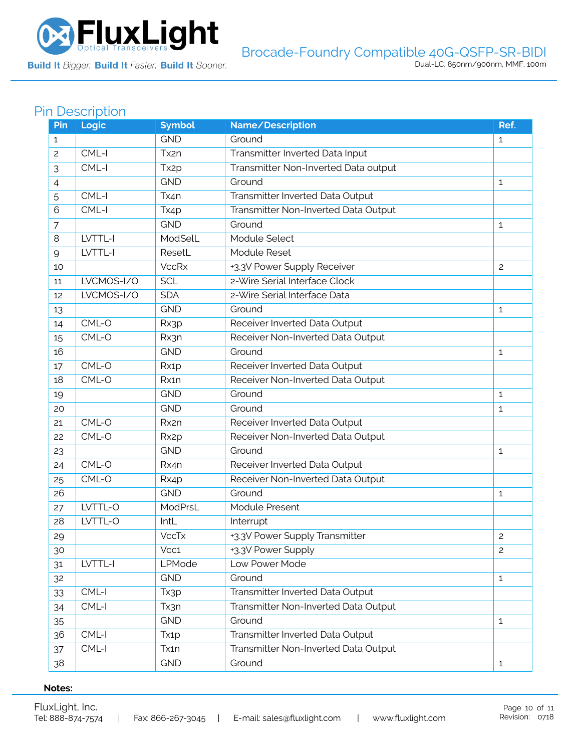## Pin Description

| Pin | Logic | Symbol | Name/Description | Ref. |
|---|---|---|---|---|
| 1 | | GND | Ground | 1 |
| 2 | CML-I | Tx2n | Transmitter Inverted Data Input | |
| 3 | CML-I | Tx2p | Transmitter Non-Inverted Data output | |
| 4 | | GND | Ground | 1 |
| 5 | CML-I | Tx4n | Transmitter Inverted Data Output | |
| 6 | CML-I | Tx4p | Transmitter Non-Inverted Data Output | |
| 7 | | GND | Ground | 1 |
| 8 | LVTTL-I | ModSelL | Module Select | |
| 9 | LVTTL-I | ResetL | Module Reset | |
| 10 | | VccRx | +3.3V Power Supply Receiver | 2 |
| 11 | LVCMOS-I/O | SCL | 2-Wire Serial Interface Clock | |
| 12 | LVCMOS-I/O | SDA | 2-Wire Serial Interface Data | |
| 13 | | GND | Ground | 1 |
| 14 | CML-O | Rx3p | Receiver Inverted Data Output | |
| 15 | CML-O | Rx3n | Receiver Non-Inverted Data Output | |
| 16 | | GND | Ground | 1 |
| 17 | CML-O | Rx1p | Receiver Inverted Data Output | |
| 18 | CML-O | Rx1n | Receiver Non-Inverted Data Output | |
| 19 | | GND | Ground | 1 |
| 20 | | GND | Ground | 1 |
| 21 | CML-O | Rx2n | Receiver Inverted Data Output | |
| 22 | CML-O | Rx2p | Receiver Non-Inverted Data Output | |
| 23 | | GND | Ground | 1 |
| 24 | CML-O | Rx4n | Receiver Inverted Data Output | |
| 25 | CML-O | Rx4p | Receiver Non-Inverted Data Output | |
| 26 | | GND | Ground | 1 |
| 27 | LVTTL-O | ModPrsL | Module Present | |
| 28 | LVTTL-O | IntL | Interrupt | |
| 29 | | VccTx | +3.3V Power Supply Transmitter | 2 |
| 30 | | Vcc1 | +3.3V Power Supply | 2 |
| 31 | LVTTL-I | LPMode | Low Power Mode | |
| 32 | | GND | Ground | 1 |
| 33 | CML-I | Tx3p | Transmitter Inverted Data Output | |
| 34 | CML-I | Tx3n | Transmitter Non-Inverted Data Output | |
| 35 | | GND | Ground | 1 |
| 36 | CML-I | Tx1p | Transmitter Inverted Data Output | |
| 37 | CML-I | Tx1n | Transmitter Non-Inverted Data Output | |
| 38 | | GND | Ground | 1 |

**Notes:**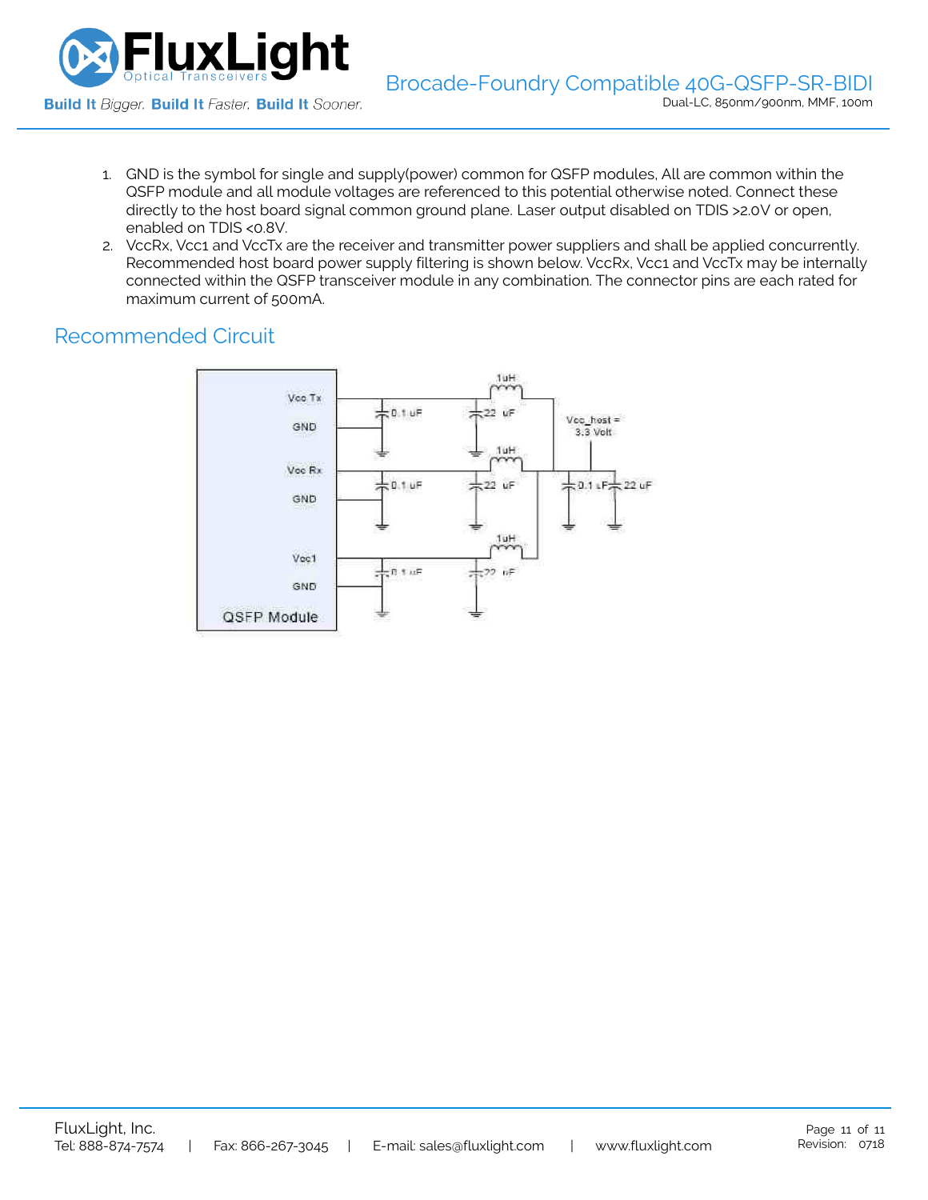1. GND is the symbol for single and supply(power) common for QSFP modules, All are common within the QSFP module and all module voltages are referenced to this potential otherwise noted. Connect these directly to the host board signal common ground plane. Laser output disabled on TDIS >2.0V or open, enabled on TDIS <0.8V.
2. VccRx, Vcc1 and VccTx are the receiver and transmitter power suppliers and shall be applied concurrently. Recommended host board power supply filtering is shown below. VccRx, Vcc1 and VccTx may be internally connected within the QSFP transceiver module in any combination. The connector pins are each rated for maximum current of 500mA.

## Recommended Circuit

Vcc Tx
GND
Vcc Rx
GND
Vcc1
GND
QSFP Module
0.1 uF
22 uF
1uH
Vcc_host = 3.3 Volt
0.1 uF
22 uF